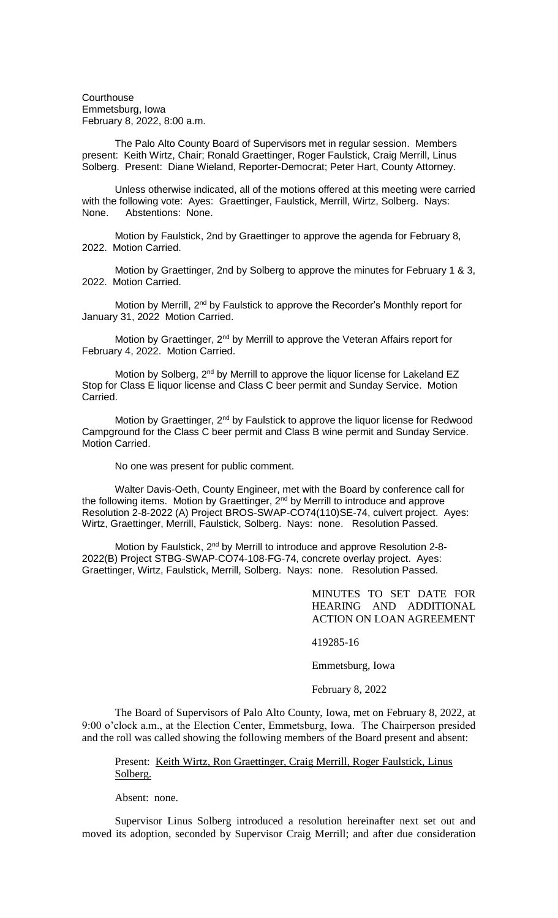Courthouse
Emmetsburg, Iowa
February 8, 2022, 8:00 a.m.

The Palo Alto County Board of Supervisors met in regular session. Members present: Keith Wirtz, Chair; Ronald Graettinger, Roger Faulstick, Craig Merrill, Linus Solberg. Present: Diane Wieland, Reporter-Democrat; Peter Hart, County Attorney.

Unless otherwise indicated, all of the motions offered at this meeting were carried with the following vote: Ayes: Graettinger, Faulstick, Merrill, Wirtz, Solberg. Nays: None. Abstentions: None.

Motion by Faulstick, 2nd by Graettinger to approve the agenda for February 8, 2022. Motion Carried.

Motion by Graettinger, 2nd by Solberg to approve the minutes for February 1 & 3, 2022. Motion Carried.

Motion by Merrill, 2nd by Faulstick to approve the Recorder's Monthly report for January 31, 2022 Motion Carried.

Motion by Graettinger, 2nd by Merrill to approve the Veteran Affairs report for February 4, 2022. Motion Carried.

Motion by Solberg, 2nd by Merrill to approve the liquor license for Lakeland EZ Stop for Class E liquor license and Class C beer permit and Sunday Service. Motion Carried.

Motion by Graettinger, 2nd by Faulstick to approve the liquor license for Redwood Campground for the Class C beer permit and Class B wine permit and Sunday Service. Motion Carried.

No one was present for public comment.

Walter Davis-Oeth, County Engineer, met with the Board by conference call for the following items. Motion by Graettinger, 2nd by Merrill to introduce and approve Resolution 2-8-2022 (A) Project BROS-SWAP-CO74(110)SE-74, culvert project. Ayes: Wirtz, Graettinger, Merrill, Faulstick, Solberg. Nays: none. Resolution Passed.

Motion by Faulstick, 2nd by Merrill to introduce and approve Resolution 2-8-2022(B) Project STBG-SWAP-CO74-108-FG-74, concrete overlay project. Ayes: Graettinger, Wirtz, Faulstick, Merrill, Solberg. Nays: none. Resolution Passed.

MINUTES TO SET DATE FOR HEARING AND ADDITIONAL ACTION ON LOAN AGREEMENT

419285-16

Emmetsburg, Iowa

February 8, 2022

The Board of Supervisors of Palo Alto County, Iowa, met on February 8, 2022, at 9:00 o'clock a.m., at the Election Center, Emmetsburg, Iowa. The Chairperson presided and the roll was called showing the following members of the Board present and absent:

Present: Keith Wirtz, Ron Graettinger, Craig Merrill, Roger Faulstick, Linus Solberg.

Absent: none.

Supervisor Linus Solberg introduced a resolution hereinafter next set out and moved its adoption, seconded by Supervisor Craig Merrill; and after due consideration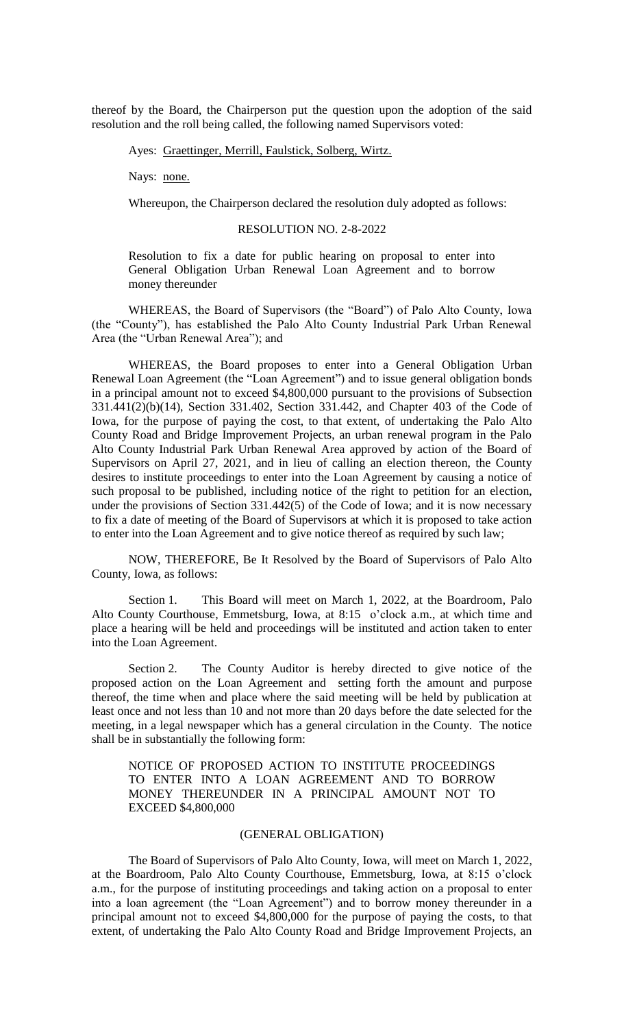thereof by the Board, the Chairperson put the question upon the adoption of the said resolution and the roll being called, the following named Supervisors voted:

Ayes: Graettinger, Merrill, Faulstick, Solberg, Wirtz.

Nays: none.

Whereupon, the Chairperson declared the resolution duly adopted as follows:

RESOLUTION NO. 2-8-2022

Resolution to fix a date for public hearing on proposal to enter into General Obligation Urban Renewal Loan Agreement and to borrow money thereunder

WHEREAS, the Board of Supervisors (the "Board") of Palo Alto County, Iowa (the "County"), has established the Palo Alto County Industrial Park Urban Renewal Area (the "Urban Renewal Area"); and

WHEREAS, the Board proposes to enter into a General Obligation Urban Renewal Loan Agreement (the "Loan Agreement") and to issue general obligation bonds in a principal amount not to exceed $4,800,000 pursuant to the provisions of Subsection 331.441(2)(b)(14), Section 331.402, Section 331.442, and Chapter 403 of the Code of Iowa, for the purpose of paying the cost, to that extent, of undertaking the Palo Alto County Road and Bridge Improvement Projects, an urban renewal program in the Palo Alto County Industrial Park Urban Renewal Area approved by action of the Board of Supervisors on April 27, 2021, and in lieu of calling an election thereon, the County desires to institute proceedings to enter into the Loan Agreement by causing a notice of such proposal to be published, including notice of the right to petition for an election, under the provisions of Section 331.442(5) of the Code of Iowa; and it is now necessary to fix a date of meeting of the Board of Supervisors at which it is proposed to take action to enter into the Loan Agreement and to give notice thereof as required by such law;

NOW, THEREFORE, Be It Resolved by the Board of Supervisors of Palo Alto County, Iowa, as follows:

Section 1. This Board will meet on March 1, 2022, at the Boardroom, Palo Alto County Courthouse, Emmetsburg, Iowa, at 8:15 o'clock a.m., at which time and place a hearing will be held and proceedings will be instituted and action taken to enter into the Loan Agreement.

Section 2. The County Auditor is hereby directed to give notice of the proposed action on the Loan Agreement and setting forth the amount and purpose thereof, the time when and place where the said meeting will be held by publication at least once and not less than 10 and not more than 20 days before the date selected for the meeting, in a legal newspaper which has a general circulation in the County. The notice shall be in substantially the following form:

NOTICE OF PROPOSED ACTION TO INSTITUTE PROCEEDINGS TO ENTER INTO A LOAN AGREEMENT AND TO BORROW MONEY THEREUNDER IN A PRINCIPAL AMOUNT NOT TO EXCEED $4,800,000

(GENERAL OBLIGATION)

The Board of Supervisors of Palo Alto County, Iowa, will meet on March 1, 2022, at the Boardroom, Palo Alto County Courthouse, Emmetsburg, Iowa, at 8:15 o'clock a.m., for the purpose of instituting proceedings and taking action on a proposal to enter into a loan agreement (the "Loan Agreement") and to borrow money thereunder in a principal amount not to exceed $4,800,000 for the purpose of paying the costs, to that extent, of undertaking the Palo Alto County Road and Bridge Improvement Projects, an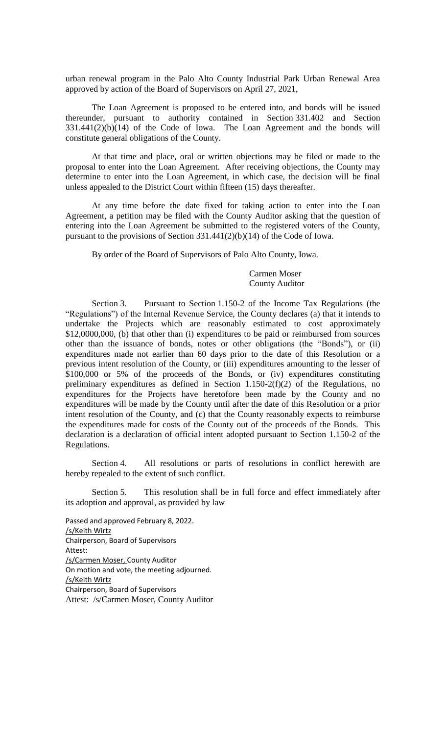urban renewal program in the Palo Alto County Industrial Park Urban Renewal Area approved by action of the Board of Supervisors on April 27, 2021,

The Loan Agreement is proposed to be entered into, and bonds will be issued thereunder, pursuant to authority contained in Section 331.402 and Section 331.441(2)(b)(14) of the Code of Iowa. The Loan Agreement and the bonds will constitute general obligations of the County.

At that time and place, oral or written objections may be filed or made to the proposal to enter into the Loan Agreement. After receiving objections, the County may determine to enter into the Loan Agreement, in which case, the decision will be final unless appealed to the District Court within fifteen (15) days thereafter.

At any time before the date fixed for taking action to enter into the Loan Agreement, a petition may be filed with the County Auditor asking that the question of entering into the Loan Agreement be submitted to the registered voters of the County, pursuant to the provisions of Section 331.441(2)(b)(14) of the Code of Iowa.

By order of the Board of Supervisors of Palo Alto County, Iowa.

Carmen Moser
County Auditor

Section 3. Pursuant to Section 1.150-2 of the Income Tax Regulations (the "Regulations") of the Internal Revenue Service, the County declares (a) that it intends to undertake the Projects which are reasonably estimated to cost approximately $12,0000,000, (b) that other than (i) expenditures to be paid or reimbursed from sources other than the issuance of bonds, notes or other obligations (the "Bonds"), or (ii) expenditures made not earlier than 60 days prior to the date of this Resolution or a previous intent resolution of the County, or (iii) expenditures amounting to the lesser of $100,000 or 5% of the proceeds of the Bonds, or (iv) expenditures constituting preliminary expenditures as defined in Section 1.150-2(f)(2) of the Regulations, no expenditures for the Projects have heretofore been made by the County and no expenditures will be made by the County until after the date of this Resolution or a prior intent resolution of the County, and (c) that the County reasonably expects to reimburse the expenditures made for costs of the County out of the proceeds of the Bonds. This declaration is a declaration of official intent adopted pursuant to Section 1.150-2 of the Regulations.

Section 4. All resolutions or parts of resolutions in conflict herewith are hereby repealed to the extent of such conflict.

Section 5. This resolution shall be in full force and effect immediately after its adoption and approval, as provided by law

Passed and approved February 8, 2022.
/s/Keith Wirtz
Chairperson, Board of Supervisors
Attest:
/s/Carmen Moser, County Auditor
On motion and vote, the meeting adjourned.
/s/Keith Wirtz
Chairperson, Board of Supervisors
Attest: /s/Carmen Moser, County Auditor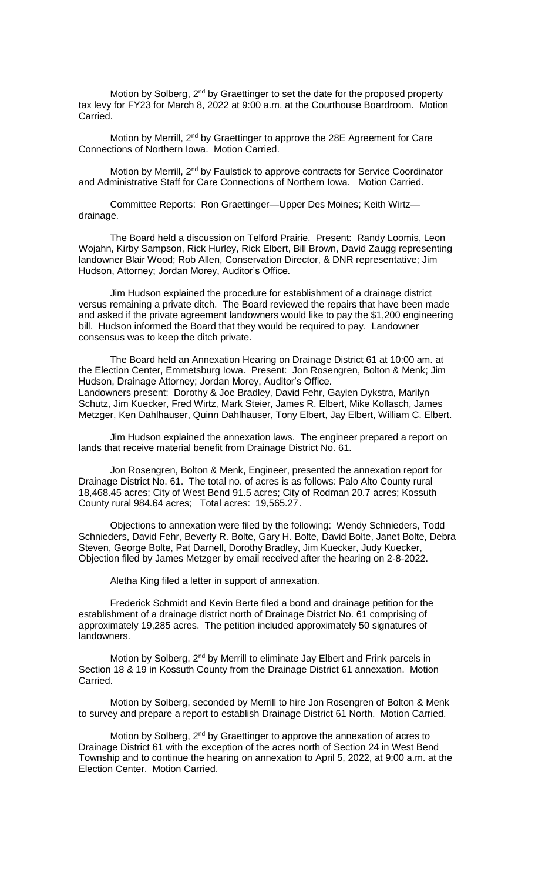Motion by Solberg, 2nd by Graettinger to set the date for the proposed property tax levy for FY23 for March 8, 2022 at 9:00 a.m. at the Courthouse Boardroom. Motion Carried.

Motion by Merrill, 2nd by Graettinger to approve the 28E Agreement for Care Connections of Northern Iowa. Motion Carried.

Motion by Merrill, 2nd by Faulstick to approve contracts for Service Coordinator and Administrative Staff for Care Connections of Northern Iowa. Motion Carried.

Committee Reports: Ron Graettinger—Upper Des Moines; Keith Wirtz—drainage.

The Board held a discussion on Telford Prairie. Present: Randy Loomis, Leon Wojahn, Kirby Sampson, Rick Hurley, Rick Elbert, Bill Brown, David Zaugg representing landowner Blair Wood; Rob Allen, Conservation Director, & DNR representative; Jim Hudson, Attorney; Jordan Morey, Auditor's Office.

Jim Hudson explained the procedure for establishment of a drainage district versus remaining a private ditch. The Board reviewed the repairs that have been made and asked if the private agreement landowners would like to pay the $1,200 engineering bill. Hudson informed the Board that they would be required to pay. Landowner consensus was to keep the ditch private.

The Board held an Annexation Hearing on Drainage District 61 at 10:00 am. at the Election Center, Emmetsburg Iowa. Present: Jon Rosengren, Bolton & Menk; Jim Hudson, Drainage Attorney; Jordan Morey, Auditor's Office.
Landowners present: Dorothy & Joe Bradley, David Fehr, Gaylen Dykstra, Marilyn Schutz, Jim Kuecker, Fred Wirtz, Mark Steier, James R. Elbert, Mike Kollasch, James Metzger, Ken Dahlhauser, Quinn Dahlhauser, Tony Elbert, Jay Elbert, William C. Elbert.

Jim Hudson explained the annexation laws. The engineer prepared a report on lands that receive material benefit from Drainage District No. 61.

Jon Rosengren, Bolton & Menk, Engineer, presented the annexation report for Drainage District No. 61. The total no. of acres is as follows: Palo Alto County rural 18,468.45 acres; City of West Bend 91.5 acres; City of Rodman 20.7 acres; Kossuth County rural 984.64 acres; Total acres: 19,565.27.

Objections to annexation were filed by the following: Wendy Schnieders, Todd Schnieders, David Fehr, Beverly R. Bolte, Gary H. Bolte, David Bolte, Janet Bolte, Debra Steven, George Bolte, Pat Darnell, Dorothy Bradley, Jim Kuecker, Judy Kuecker, Objection filed by James Metzger by email received after the hearing on 2-8-2022.

Aletha King filed a letter in support of annexation.

Frederick Schmidt and Kevin Berte filed a bond and drainage petition for the establishment of a drainage district north of Drainage District No. 61 comprising of approximately 19,285 acres. The petition included approximately 50 signatures of landowners.

Motion by Solberg, 2nd by Merrill to eliminate Jay Elbert and Frink parcels in Section 18 & 19 in Kossuth County from the Drainage District 61 annexation. Motion Carried.

Motion by Solberg, seconded by Merrill to hire Jon Rosengren of Bolton & Menk to survey and prepare a report to establish Drainage District 61 North. Motion Carried.

Motion by Solberg, 2nd by Graettinger to approve the annexation of acres to Drainage District 61 with the exception of the acres north of Section 24 in West Bend Township and to continue the hearing on annexation to April 5, 2022, at 9:00 a.m. at the Election Center. Motion Carried.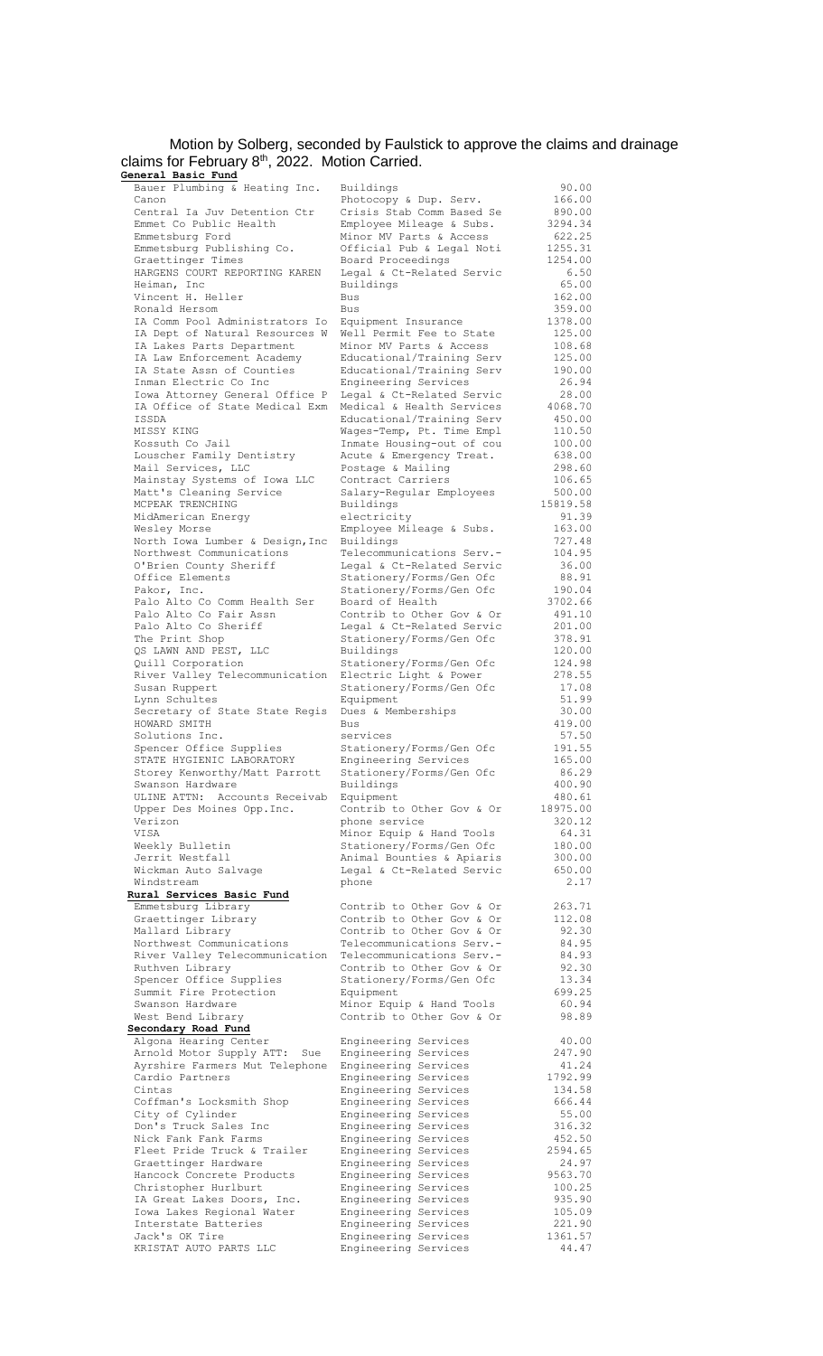Motion by Solberg, seconded by Faulstick to approve the claims and drainage claims for February 8th, 2022. Motion Carried.

**General Basic Fund**

| | | |
|---|---|---|
| Bauer Plumbing & Heating Inc. | Buildings | 90.00 |
| Canon | Photocopy & Dup. Serv. | 166.00 |
| Central Ia Juv Detention Ctr | Crisis Stab Comm Based Se | 890.00 |
| Emmet Co Public Health | Employee Mileage & Subs. | 3294.34 |
| Emmetsburg Ford | Minor MV Parts & Access | 622.25 |
| Emmetsburg Publishing Co. | Official Pub & Legal Noti | 1255.31 |
| Graettinger Times | Board Proceedings | 1254.00 |
| HARGENS COURT REPORTING KAREN | Legal & Ct-Related Servic | 6.50 |
| Heiman, Inc | Buildings | 65.00 |
| Vincent H. Heller | Bus | 162.00 |
| Ronald Hersom | Bus | 359.00 |
| IA Comm Pool Administrators Io | Equipment Insurance | 1378.00 |
| IA Dept of Natural Resources W | Well Permit Fee to State | 125.00 |
| IA Lakes Parts Department | Minor MV Parts & Access | 108.68 |
| IA Law Enforcement Academy | Educational/Training Serv | 125.00 |
| IA State Assn of Counties | Educational/Training Serv | 190.00 |
| Inman Electric Co Inc | Engineering Services | 26.94 |
| Iowa Attorney General Office P | Legal & Ct-Related Servic | 28.00 |
| IA Office of State Medical Exm | Medical & Health Services | 4068.70 |
| ISSDA | Educational/Training Serv | 450.00 |
| MISSY KING | Wages-Temp, Pt. Time Empl | 110.50 |
| Kossuth Co Jail | Inmate Housing-out of cou | 100.00 |
| Louscher Family Dentistry | Acute & Emergency Treat. | 638.00 |
| Mail Services, LLC | Postage & Mailing | 298.60 |
| Mainstay Systems of Iowa LLC | Contract Carriers | 106.65 |
| Matt's Cleaning Service | Salary-Regular Employees | 500.00 |
| MCPEAK TRENCHING | Buildings | 15819.58 |
| MidAmerican Energy | electricity | 91.39 |
| Wesley Morse | Employee Mileage & Subs. | 163.00 |
| North Iowa Lumber & Design,Inc | Buildings | 727.48 |
| Northwest Communications | Telecommunications Serv.- | 104.95 |
| O'Brien County Sheriff | Legal & Ct-Related Servic | 36.00 |
| Office Elements | Stationery/Forms/Gen Ofc | 88.91 |
| Pakor, Inc. | Stationery/Forms/Gen Ofc | 190.04 |
| Palo Alto Co Comm Health Ser | Board of Health | 3702.66 |
| Palo Alto Co Fair Assn | Contrib to Other Gov & Or | 491.10 |
| Palo Alto Co Sheriff | Legal & Ct-Related Servic | 201.00 |
| The Print Shop | Stationery/Forms/Gen Ofc | 378.91 |
| QS LAWN AND PEST, LLC | Buildings | 120.00 |
| Quill Corporation | Stationery/Forms/Gen Ofc | 124.98 |
| River Valley Telecommunication | Electric Light & Power | 278.55 |
| Susan Ruppert | Stationery/Forms/Gen Ofc | 17.08 |
| Lynn Schultes | Equipment | 51.99 |
| Secretary of State State Regis | Dues & Memberships | 30.00 |
| HOWARD SMITH | Bus | 419.00 |
| Solutions Inc. | services | 57.50 |
| Spencer Office Supplies | Stationery/Forms/Gen Ofc | 191.55 |
| STATE HYGIENIC LABORATORY | Engineering Services | 165.00 |
| Storey Kenworthy/Matt Parrott | Stationery/Forms/Gen Ofc | 86.29 |
| Swanson Hardware | Buildings | 400.90 |
| ULINE ATTN: Accounts Receivab | Equipment | 480.61 |
| Upper Des Moines Opp.Inc. | Contrib to Other Gov & Or | 18975.00 |
| Verizon | phone service | 320.12 |
| VISA | Minor Equip & Hand Tools | 64.31 |
| Weekly Bulletin | Stationery/Forms/Gen Ofc | 180.00 |
| Jerrit Westfall | Animal Bounties & Apiaris | 300.00 |
| Wickman Auto Salvage | Legal & Ct-Related Servic | 650.00 |
| Windstream | phone | 2.17 |

**Rural Services Basic Fund**

| | | |
|---|---|---|
| Emmetsburg Library | Contrib to Other Gov & Or | 263.71 |
| Graettinger Library | Contrib to Other Gov & Or | 112.08 |
| Mallard Library | Contrib to Other Gov & Or | 92.30 |
| Northwest Communications | Telecommunications Serv.- | 84.95 |
| River Valley Telecommunication | Telecommunications Serv.- | 84.93 |
| Ruthven Library | Contrib to Other Gov & Or | 92.30 |
| Spencer Office Supplies | Stationery/Forms/Gen Ofc | 13.34 |
| Summit Fire Protection | Equipment | 699.25 |
| Swanson Hardware | Minor Equip & Hand Tools | 60.94 |
| West Bend Library | Contrib to Other Gov & Or | 98.89 |

**Secondary Road Fund**

| | | |
|---|---|---|
| Algona Hearing Center | Engineering Services | 40.00 |
| Arnold Motor Supply ATT: Sue | Engineering Services | 247.90 |
| Ayrshire Farmers Mut Telephone | Engineering Services | 41.24 |
| Cardio Partners | Engineering Services | 1792.99 |
| Cintas | Engineering Services | 134.58 |
| Coffman's Locksmith Shop | Engineering Services | 666.44 |
| City of Cylinder | Engineering Services | 55.00 |
| Don's Truck Sales Inc | Engineering Services | 316.32 |
| Nick Fank Fank Farms | Engineering Services | 452.50 |
| Fleet Pride Truck & Trailer | Engineering Services | 2594.65 |
| Graettinger Hardware | Engineering Services | 24.97 |
| Hancock Concrete Products | Engineering Services | 9563.70 |
| Christopher Hurlburt | Engineering Services | 100.25 |
| IA Great Lakes Doors, Inc. | Engineering Services | 935.90 |
| Iowa Lakes Regional Water | Engineering Services | 105.09 |
| Interstate Batteries | Engineering Services | 221.90 |
| Jack's OK Tire | Engineering Services | 1361.57 |
| KRISTAT AUTO PARTS LLC | Engineering Services | 44.47 |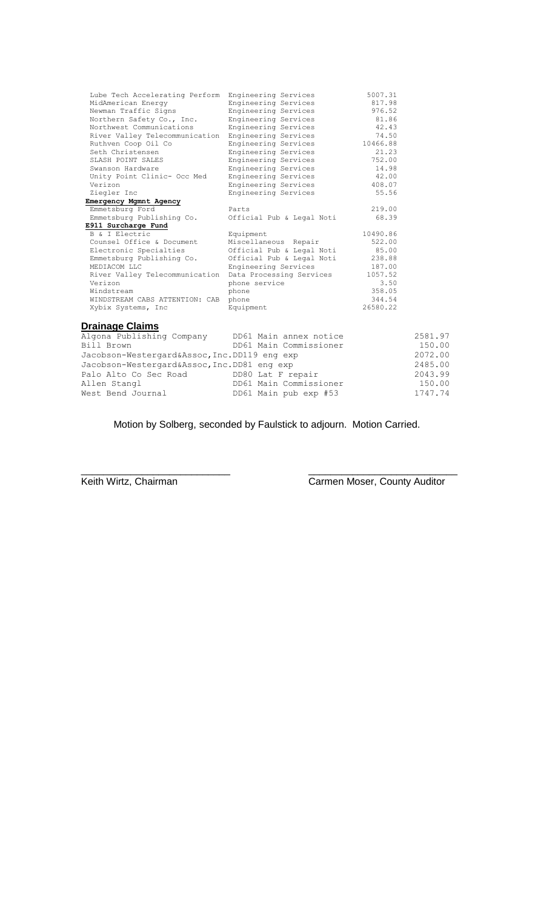| | | |
|---|---|---|
| Lube Tech Accelerating Perform | Engineering Services | 5007.31 |
| MidAmerican Energy | Engineering Services | 817.98 |
| Newman Traffic Signs | Engineering Services | 976.52 |
| Northern Safety Co., Inc. | Engineering Services | 81.86 |
| Northwest Communications | Engineering Services | 42.43 |
| River Valley Telecommunication | Engineering Services | 74.50 |
| Ruthven Coop Oil Co | Engineering Services | 10466.88 |
| Seth Christensen | Engineering Services | 21.23 |
| SLASH POINT SALES | Engineering Services | 752.00 |
| Swanson Hardware | Engineering Services | 14.98 |
| Unity Point Clinic- Occ Med | Engineering Services | 42.00 |
| Verizon | Engineering Services | 408.07 |
| Ziegler Inc | Engineering Services | 55.56 |
| **Emergency Mgmnt Agency** | | |
| Emmetsburg Ford | Parts | 219.00 |
| Emmetsburg Publishing Co. | Official Pub & Legal Noti | 68.39 |
| **E911 Surcharge Fund** | | |
| B & I Electric | Equipment | 10490.86 |
| Counsel Office & Document | Miscellaneous Repair | 522.00 |
| Electronic Specialties | Official Pub & Legal Noti | 85.00 |
| Emmetsburg Publishing Co. | Official Pub & Legal Noti | 238.88 |
| MEDIACOM LLC | Engineering Services | 187.00 |
| River Valley Telecommunication | Data Processing Services | 1057.52 |
| Verizon | phone service | 3.50 |
| Windstream | phone | 358.05 |
| WINDSTREAM CABS ATTENTION: CAB | phone | 344.54 |
| Xybix Systems, Inc | Equipment | 26580.22 |

## Drainage Claims

| | | |
|---|---|---|
| Algona Publishing Company | DD61 Main annex notice | 2581.97 |
| Bill Brown | DD61 Main Commissioner | 150.00 |
| Jacobson-Westergard&Assoc,Inc. | DD119 eng exp | 2072.00 |
| Jacobson-Westergard&Assoc,Inc. | DD81 eng exp | 2485.00 |
| Palo Alto Co Sec Road | DD80 Lat F repair | 2043.99 |
| Allen Stangl | DD61 Main Commissioner | 150.00 |
| West Bend Journal | DD61 Main pub exp #53 | 1747.74 |

Motion by Solberg, seconded by Faulstick to adjourn. Motion Carried.

\_\_\_\_\_\_\_\_\_\_\_\_\_\_\_\_\_\_\_\_\_\_\_\_\_\_\_
Keith Wirtz, Chairman

\_\_\_\_\_\_\_\_\_\_\_\_\_\_\_\_\_\_\_\_\_\_\_\_\_\_\_
Carmen Moser, County Auditor